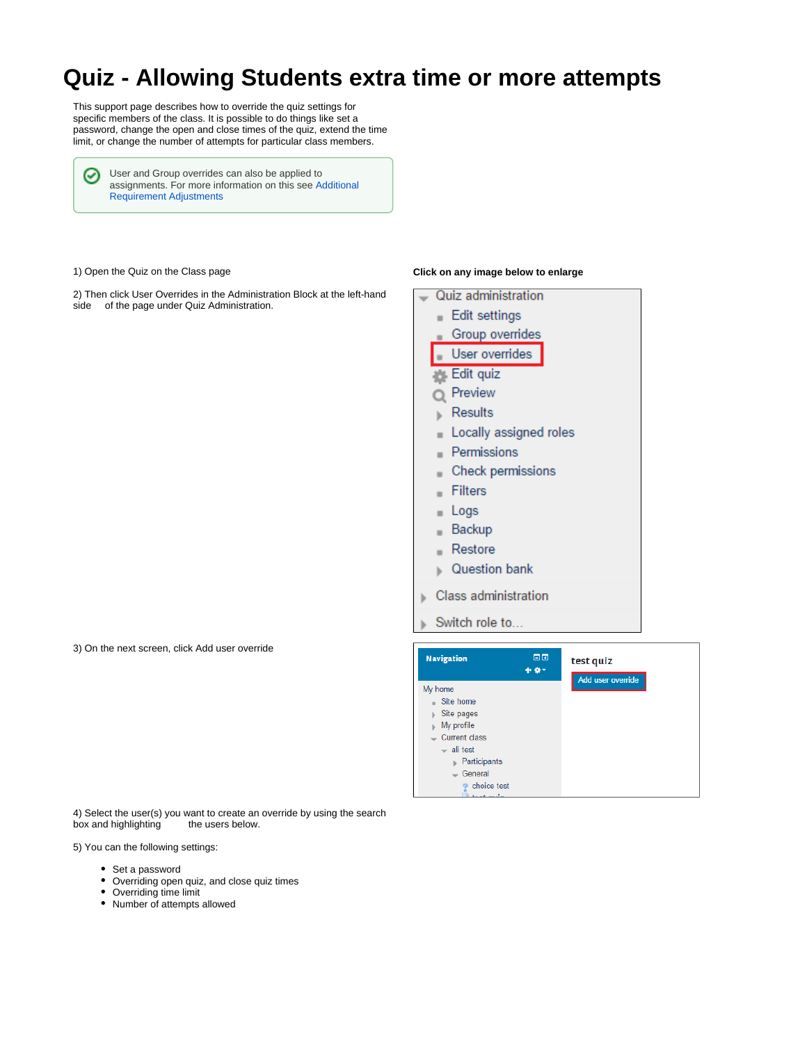# Quiz - Allowing Students extra time or more attempts

This support page describes how to override the quiz settings for specific members of the class. It is possible to do things like set a password, change the open and close times of the quiz, extend the time limit, or change the number of attempts for particular class members.

> User and Group overrides can also be applied to assignments. For more information on this see Additional Requirement Adjustments

**Click on any image below to enlarge**

1) Open the Quiz on the Class page

2) Then click User Overrides in the Administration Block at the left-hand side of the page under Quiz Administration.

3) On the next screen, click Add user override

4) Select the user(s) you want to create an override by using the search box and highlighting the users below.

5) You can the following settings:

- Set a password
- Overriding open quiz, and close quiz times
- Overriding time limit
- Number of attempts allowed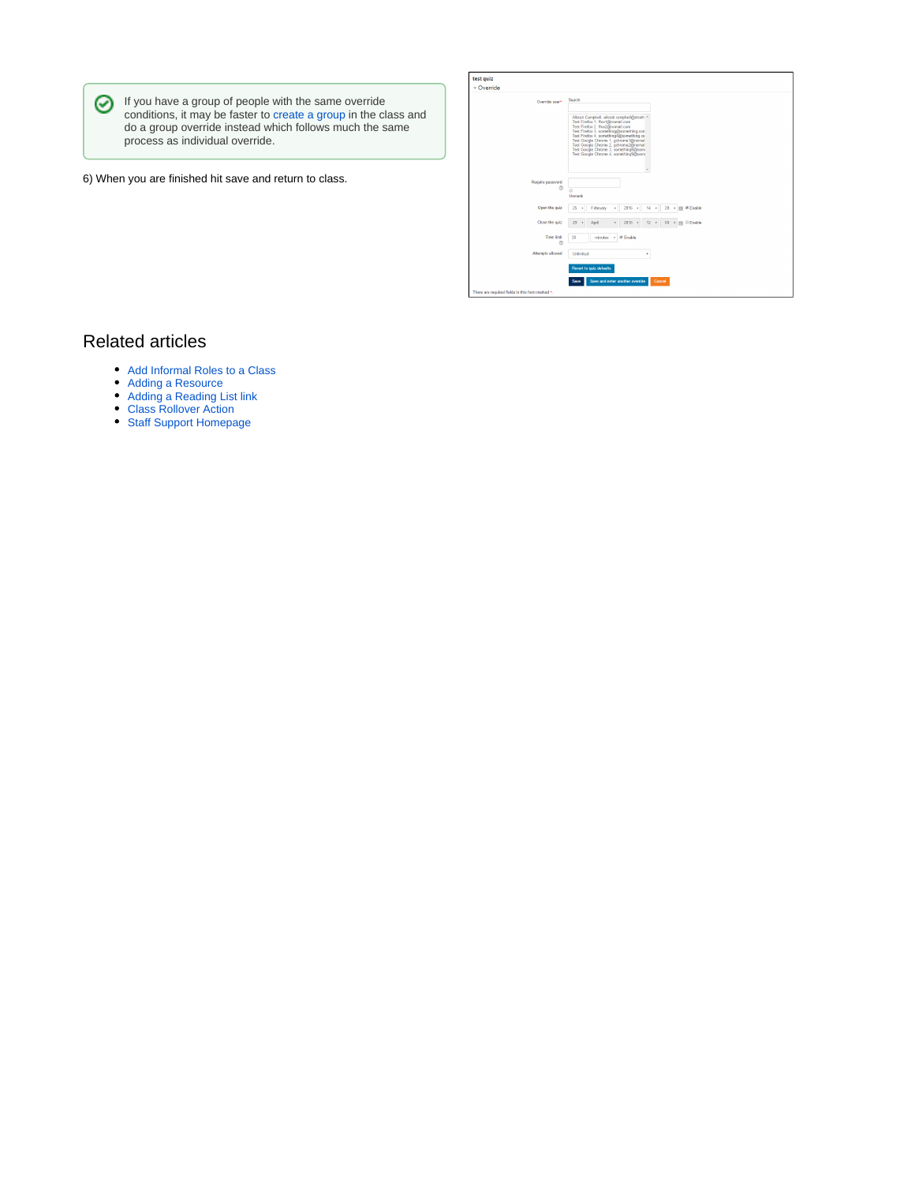If you have a group of people with the same override conditions, it may be faster to create a group in the class and do a group override instead which follows much the same process as individual override.

6) When you are finished hit save and return to class.

## Related articles

- Add Informal Roles to a Class
- Adding a Resource
- Adding a Reading List link
- Class Rollover Action
- Staff Support Homepage